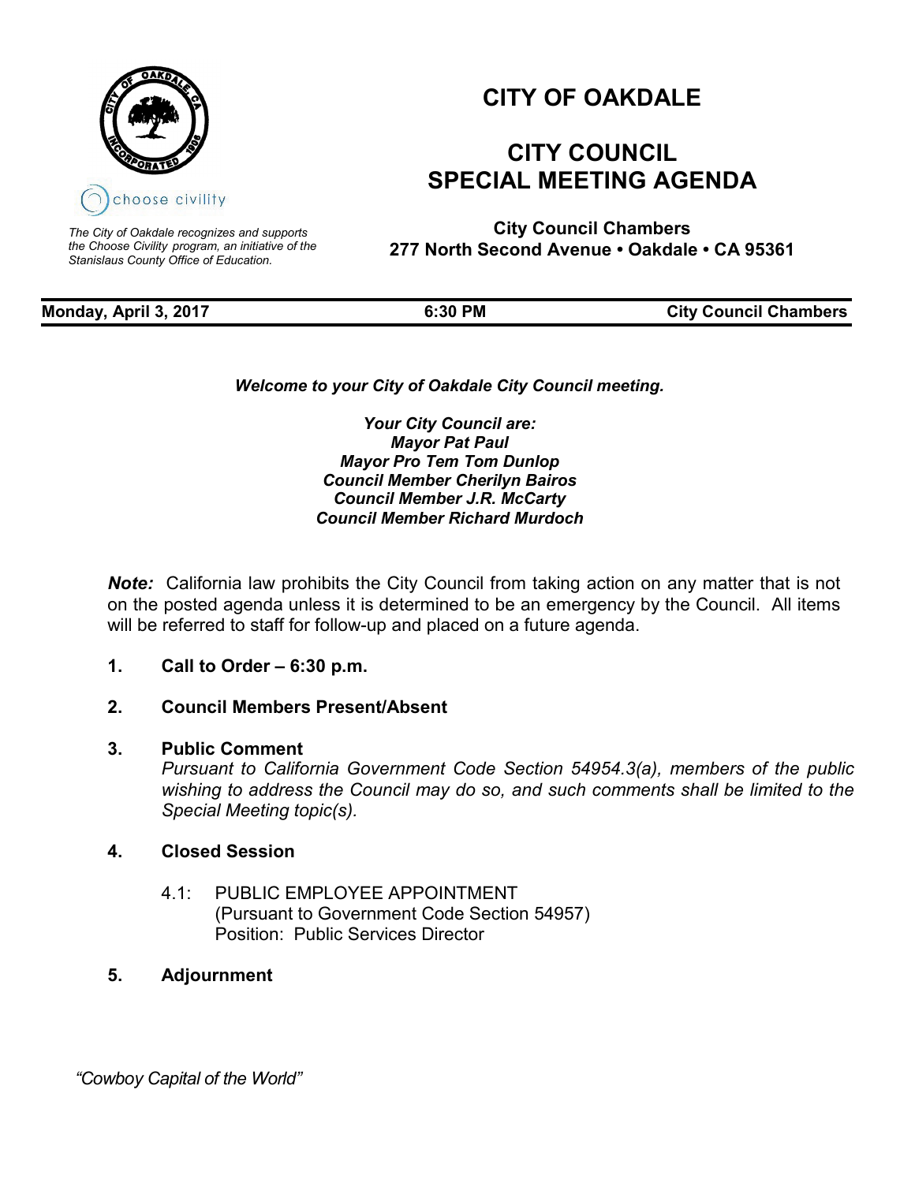# CITY OF OAKDALE

## CITY COUNCIL SPECIAL MEETING AGENDA

*The City of Oakdale recognizes and supports the Choose Civility program, an initiative of the Stanislaus County Office of Education.*

**City Council Chambers**
**277 North Second Avenue • Oakdale • CA 95361**

| **Monday, April 3, 2017** | **6:30 PM** | **City Council Chambers** |
| --- | --- | --- |

***Welcome to your City of Oakdale City Council meeting.***

***Your City Council are:***
***Mayor Pat Paul***
***Mayor Pro Tem Tom Dunlop***
***Council Member Cherilyn Bairos***
***Council Member J.R. McCarty***
***Council Member Richard Murdoch***

***Note:*** California law prohibits the City Council from taking action on any matter that is not on the posted agenda unless it is determined to be an emergency by the Council. All items will be referred to staff for follow-up and placed on a future agenda.

1. **Call to Order – 6:30 p.m.**

2. **Council Members Present/Absent**

3. **Public Comment**
   *Pursuant to California Government Code Section 54954.3(a), members of the public wishing to address the Council may do so, and such comments shall be limited to the Special Meeting topic(s).*

4. **Closed Session**

   4.1: PUBLIC EMPLOYEE APPOINTMENT
   (Pursuant to Government Code Section 54957)
   Position: Public Services Director

5. **Adjournment**

*"Cowboy Capital of the World"*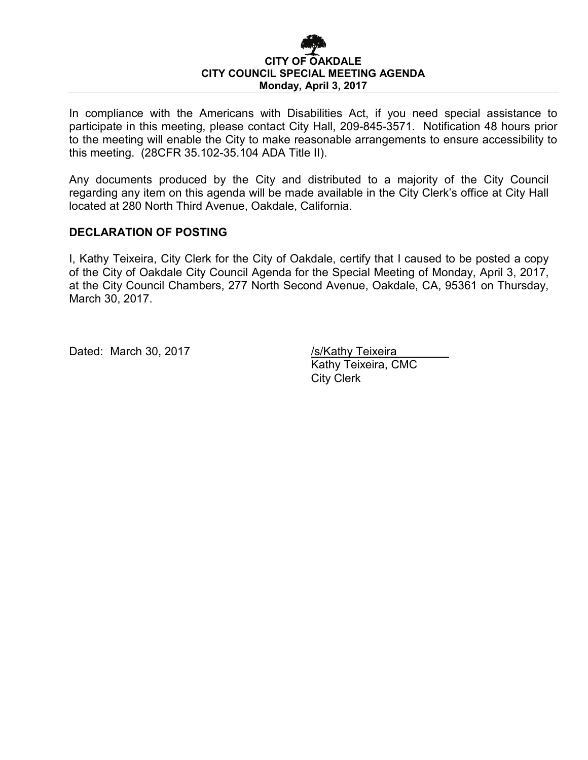**CITY OF OAKDALE**
**CITY COUNCIL SPECIAL MEETING AGENDA**
**Monday, April 3, 2017**

In compliance with the Americans with Disabilities Act, if you need special assistance to participate in this meeting, please contact City Hall, 209-845-3571. Notification 48 hours prior to the meeting will enable the City to make reasonable arrangements to ensure accessibility to this meeting. (28CFR 35.102-35.104 ADA Title II).

Any documents produced by the City and distributed to a majority of the City Council regarding any item on this agenda will be made available in the City Clerk's office at City Hall located at 280 North Third Avenue, Oakdale, California.

## DECLARATION OF POSTING

I, Kathy Teixeira, City Clerk for the City of Oakdale, certify that I caused to be posted a copy of the City of Oakdale City Council Agenda for the Special Meeting of Monday, April 3, 2017, at the City Council Chambers, 277 North Second Avenue, Oakdale, CA, 95361 on Thursday, March 30, 2017.

Dated: March 30, 2017

/s/Kathy Teixeira
Kathy Teixeira, CMC
City Clerk